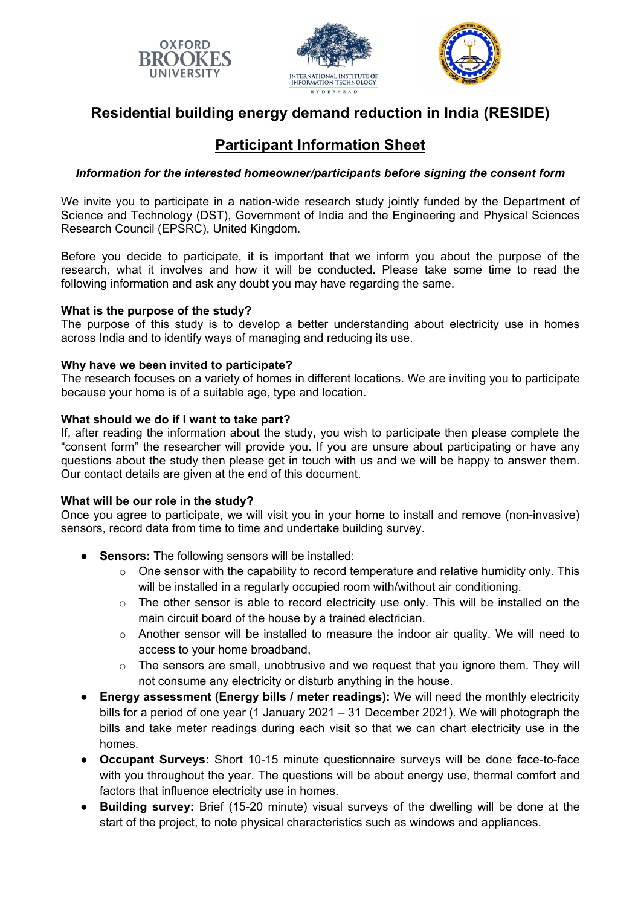# Residential building energy demand reduction in India (RESIDE)

## Participant Information Sheet

***Information for the interested homeowner/participants before signing the consent form***

We invite you to participate in a nation-wide research study jointly funded by the Department of Science and Technology (DST), Government of India and the Engineering and Physical Sciences Research Council (EPSRC), United Kingdom.

Before you decide to participate, it is important that we inform you about the purpose of the research, what it involves and how it will be conducted. Please take some time to read the following information and ask any doubt you may have regarding the same.

**What is the purpose of the study?**
The purpose of this study is to develop a better understanding about electricity use in homes across India and to identify ways of managing and reducing its use.

**Why have we been invited to participate?**
The research focuses on a variety of homes in different locations. We are inviting you to participate because your home is of a suitable age, type and location.

**What should we do if I want to take part?**
If, after reading the information about the study, you wish to participate then please complete the "consent form" the researcher will provide you. If you are unsure about participating or have any questions about the study then please get in touch with us and we will be happy to answer them. Our contact details are given at the end of this document.

**What will be our role in the study?**
Once you agree to participate, we will visit you in your home to install and remove (non-invasive) sensors, record data from time to time and undertake building survey.

- **Sensors:** The following sensors will be installed:
  - One sensor with the capability to record temperature and relative humidity only. This will be installed in a regularly occupied room with/without air conditioning.
  - The other sensor is able to record electricity use only. This will be installed on the main circuit board of the house by a trained electrician.
  - Another sensor will be installed to measure the indoor air quality. We will need to access to your home broadband,
  - The sensors are small, unobtrusive and we request that you ignore them. They will not consume any electricity or disturb anything in the house.
- **Energy assessment (Energy bills / meter readings):** We will need the monthly electricity bills for a period of one year (1 January 2021 – 31 December 2021). We will photograph the bills and take meter readings during each visit so that we can chart electricity use in the homes.
- **Occupant Surveys:** Short 10-15 minute questionnaire surveys will be done face-to-face with you throughout the year. The questions will be about energy use, thermal comfort and factors that influence electricity use in homes.
- **Building survey:** Brief (15-20 minute) visual surveys of the dwelling will be done at the start of the project, to note physical characteristics such as windows and appliances.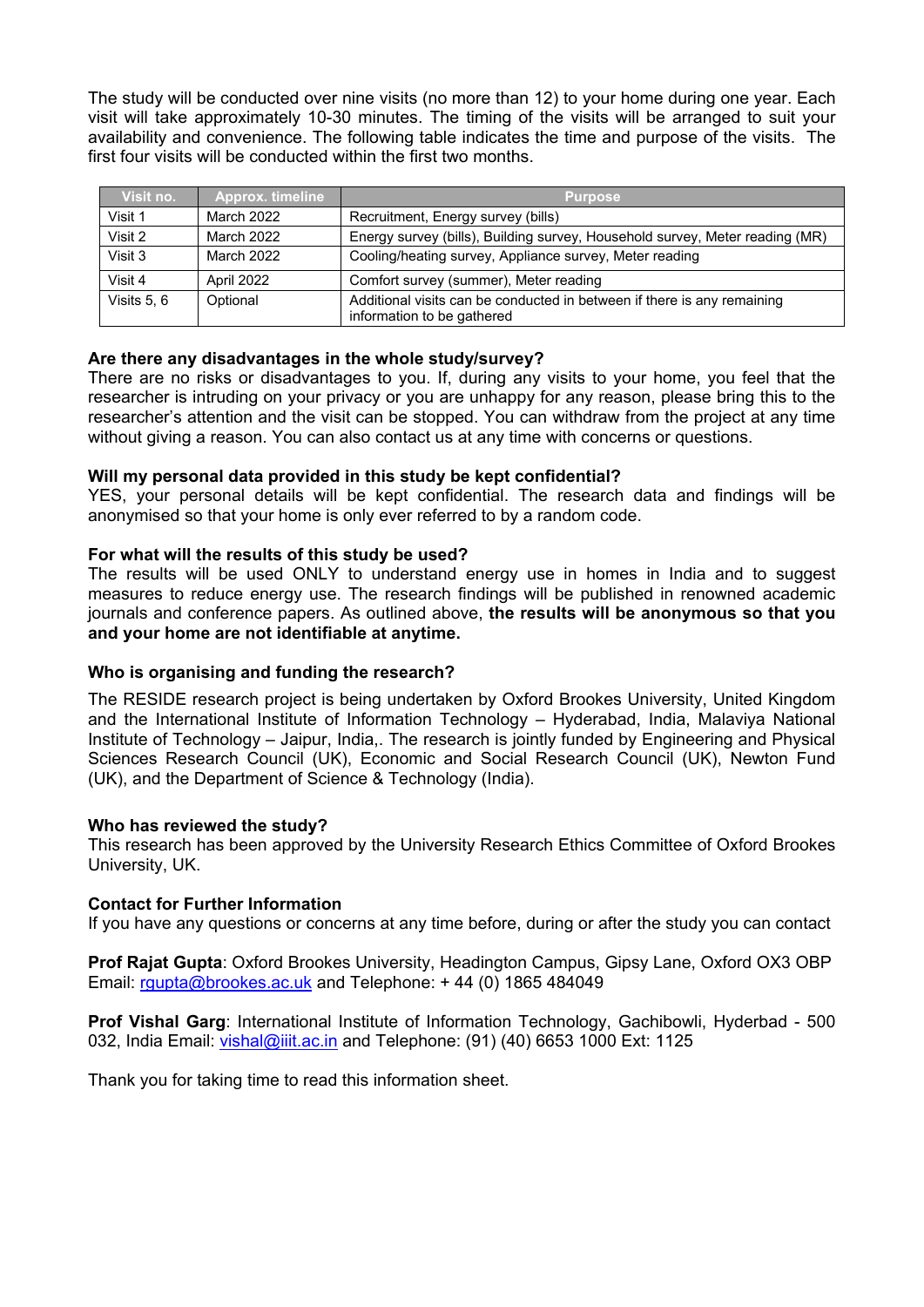The study will be conducted over nine visits (no more than 12) to your home during one year. Each visit will take approximately 10-30 minutes. The timing of the visits will be arranged to suit your availability and convenience. The following table indicates the time and purpose of the visits. The first four visits will be conducted within the first two months.

| Visit no. | Approx. timeline | Purpose |
|---|---|---|
| Visit 1 | March 2022 | Recruitment, Energy survey (bills) |
| Visit 2 | March 2022 | Energy survey (bills), Building survey, Household survey, Meter reading (MR) |
| Visit 3 | March 2022 | Cooling/heating survey, Appliance survey, Meter reading |
| Visit 4 | April 2022 | Comfort survey (summer), Meter reading |
| Visits 5, 6 | Optional | Additional visits can be conducted in between if there is any remaining information to be gathered |

**Are there any disadvantages in the whole study/survey?**
There are no risks or disadvantages to you. If, during any visits to your home, you feel that the researcher is intruding on your privacy or you are unhappy for any reason, please bring this to the researcher's attention and the visit can be stopped. You can withdraw from the project at any time without giving a reason. You can also contact us at any time with concerns or questions.

**Will my personal data provided in this study be kept confidential?**
YES, your personal details will be kept confidential. The research data and findings will be anonymised so that your home is only ever referred to by a random code.

**For what will the results of this study be used?**
The results will be used ONLY to understand energy use in homes in India and to suggest measures to reduce energy use. The research findings will be published in renowned academic journals and conference papers. As outlined above, **the results will be anonymous so that you and your home are not identifiable at anytime.**

**Who is organising and funding the research?**

The RESIDE research project is being undertaken by Oxford Brookes University, United Kingdom and the International Institute of Information Technology – Hyderabad, India, Malaviya National Institute of Technology – Jaipur, India,. The research is jointly funded by Engineering and Physical Sciences Research Council (UK), Economic and Social Research Council (UK), Newton Fund (UK), and the Department of Science & Technology (India).

**Who has reviewed the study?**
This research has been approved by the University Research Ethics Committee of Oxford Brookes University, UK.

**Contact for Further Information**
If you have any questions or concerns at any time before, during or after the study you can contact

**Prof Rajat Gupta**: Oxford Brookes University, Headington Campus, Gipsy Lane, Oxford OX3 OBP Email: rgupta@brookes.ac.uk and Telephone: + 44 (0) 1865 484049

**Prof Vishal Garg**: International Institute of Information Technology, Gachibowli, Hyderbad - 500 032, India Email: vishal@iiit.ac.in and Telephone: (91) (40) 6653 1000 Ext: 1125

Thank you for taking time to read this information sheet.